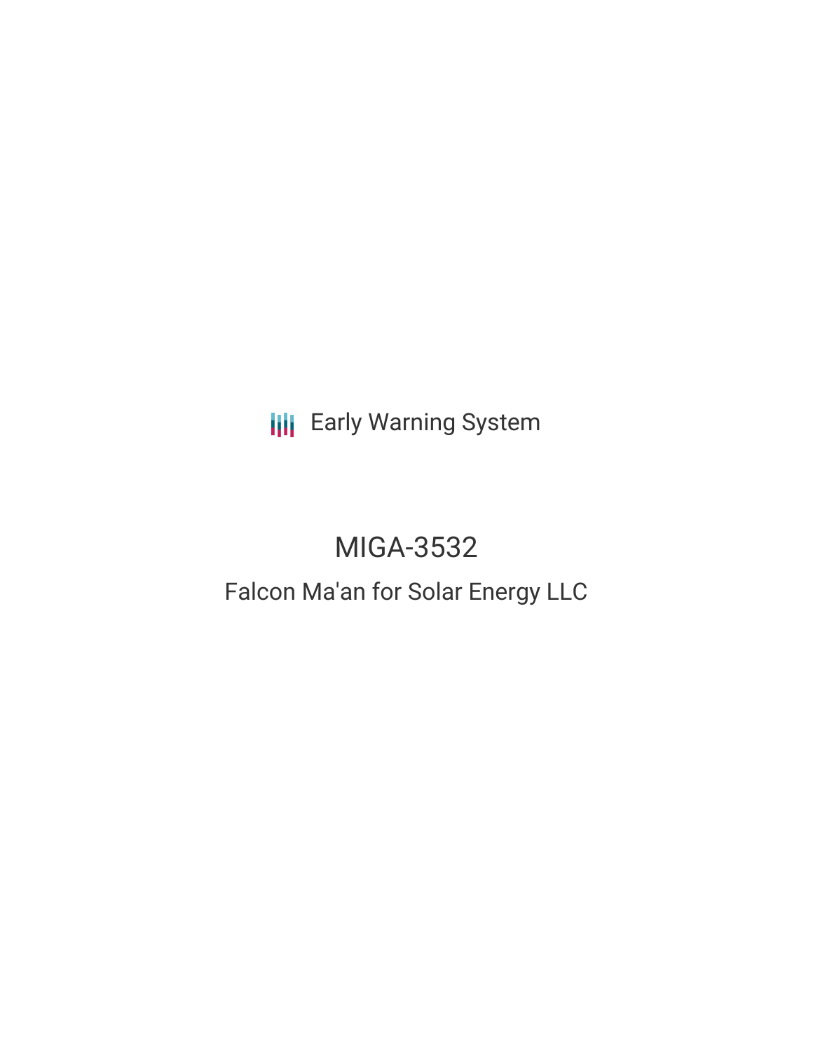Early Warning System

# MIGA-3532

## Falcon Ma'an for Solar Energy LLC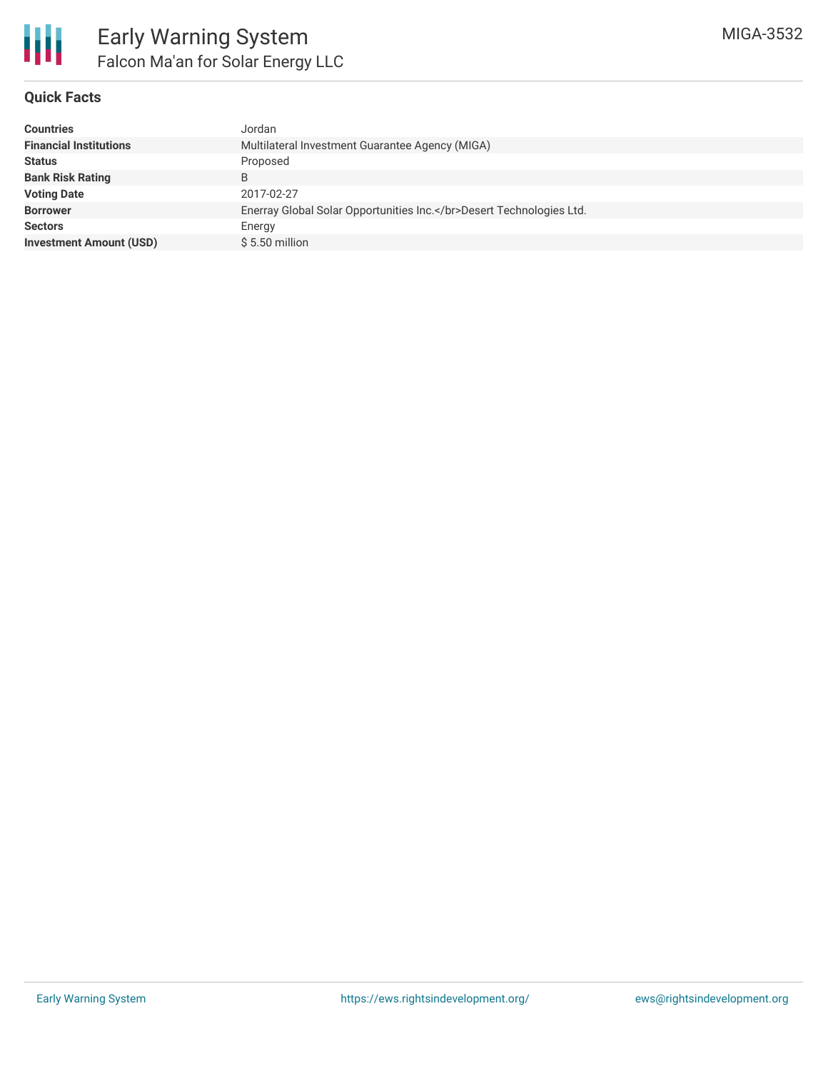# Early Warning System
## Falcon Ma'an for Solar Energy LLC

MIGA-3532

### Quick Facts

| | |
|---|---|
| **Countries** | Jordan |
| **Financial Institutions** | Multilateral Investment Guarantee Agency (MIGA) |
| **Status** | Proposed |
| **Bank Risk Rating** | B |
| **Voting Date** | 2017-02-27 |
| **Borrower** | Enerray Global Solar Opportunities Inc.</br>Desert Technologies Ltd. |
| **Sectors** | Energy |
| **Investment Amount (USD)** | $ 5.50 million |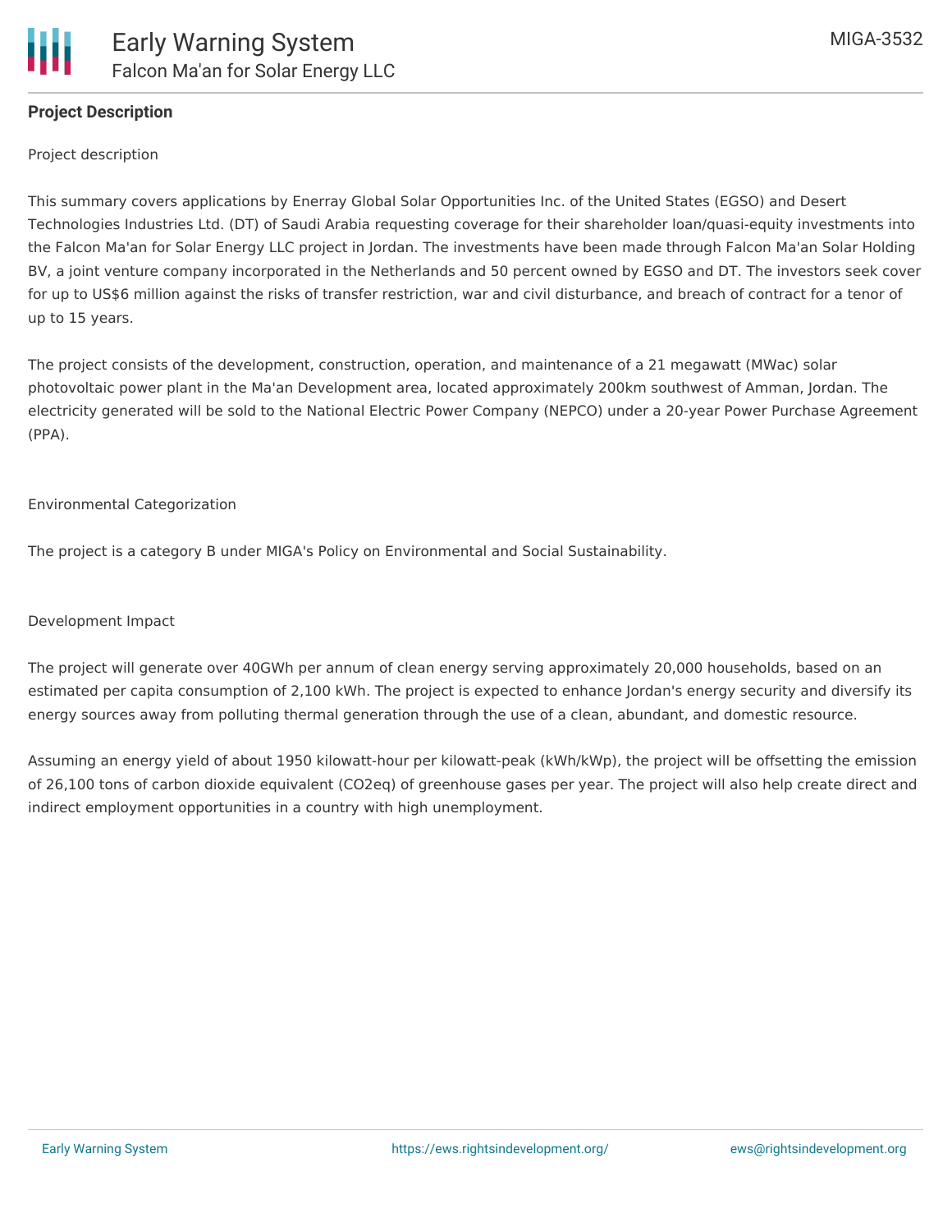## Project Description

Project description

This summary covers applications by Enerray Global Solar Opportunities Inc. of the United States (EGSO) and Desert Technologies Industries Ltd. (DT) of Saudi Arabia requesting coverage for their shareholder loan/quasi-equity investments into the Falcon Ma'an for Solar Energy LLC project in Jordan. The investments have been made through Falcon Ma'an Solar Holding BV, a joint venture company incorporated in the Netherlands and 50 percent owned by EGSO and DT. The investors seek cover for up to US$6 million against the risks of transfer restriction, war and civil disturbance, and breach of contract for a tenor of up to 15 years.

The project consists of the development, construction, operation, and maintenance of a 21 megawatt (MWac) solar photovoltaic power plant in the Ma'an Development area, located approximately 200km southwest of Amman, Jordan. The electricity generated will be sold to the National Electric Power Company (NEPCO) under a 20-year Power Purchase Agreement (PPA).

Environmental Categorization

The project is a category B under MIGA's Policy on Environmental and Social Sustainability.

Development Impact

The project will generate over 40GWh per annum of clean energy serving approximately 20,000 households, based on an estimated per capita consumption of 2,100 kWh. The project is expected to enhance Jordan's energy security and diversify its energy sources away from polluting thermal generation through the use of a clean, abundant, and domestic resource.

Assuming an energy yield of about 1950 kilowatt-hour per kilowatt-peak (kWh/kWp), the project will be offsetting the emission of 26,100 tons of carbon dioxide equivalent ($CO_2eq$) of greenhouse gases per year. The project will also help create direct and indirect employment opportunities in a country with high unemployment.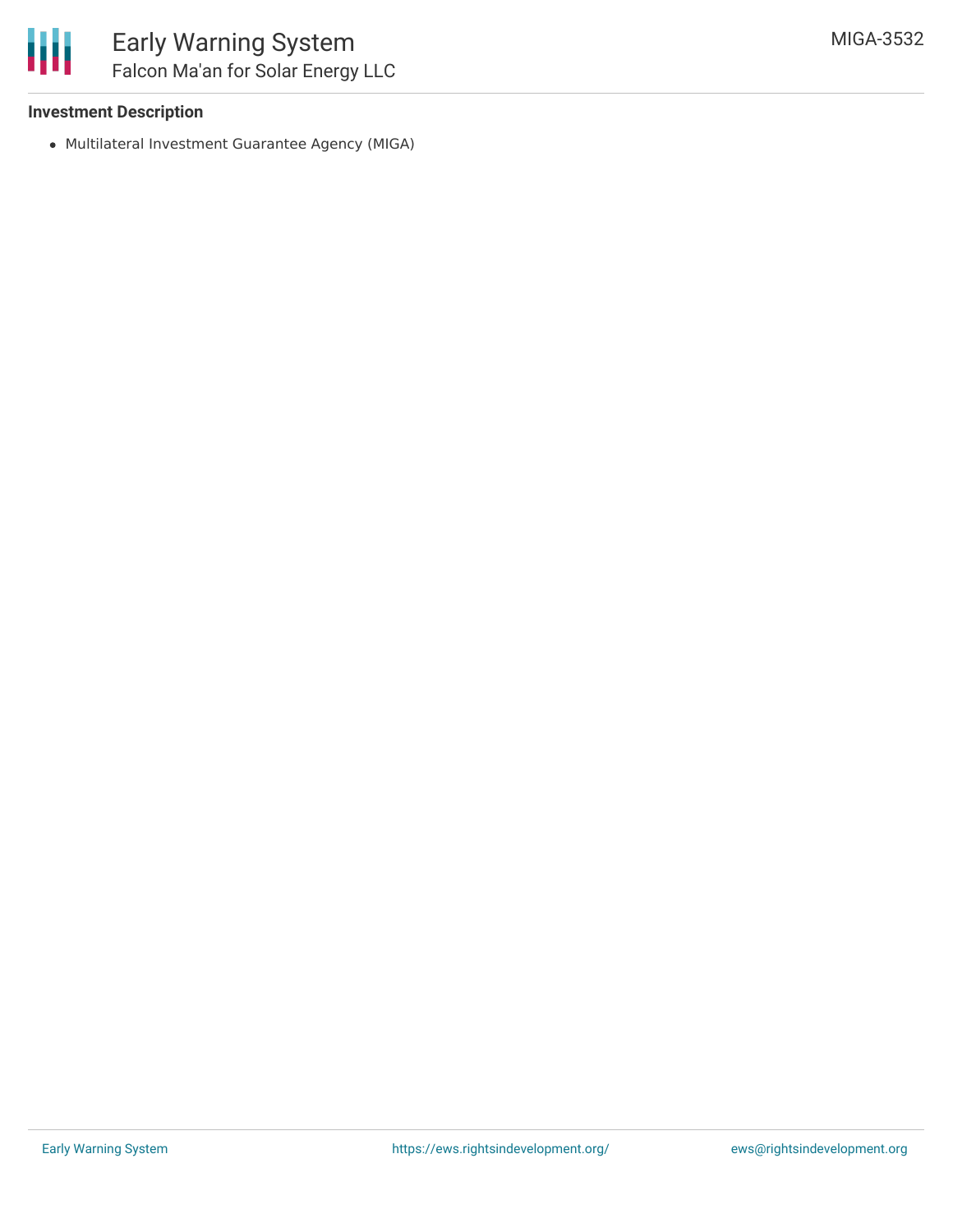**Investment Description**

- Multilateral Investment Guarantee Agency (MIGA)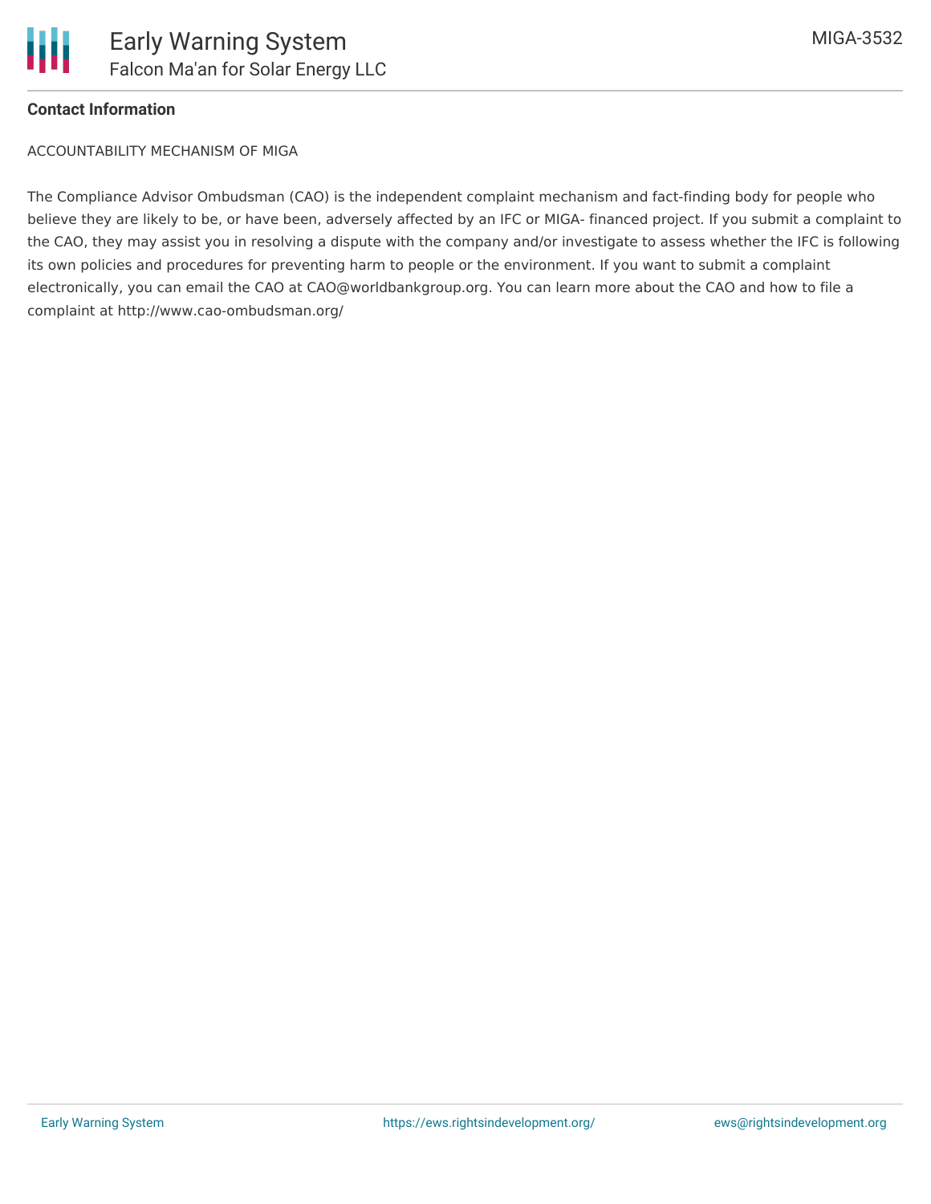## Contact Information

ACCOUNTABILITY MECHANISM OF MIGA

The Compliance Advisor Ombudsman (CAO) is the independent complaint mechanism and fact-finding body for people who believe they are likely to be, or have been, adversely affected by an IFC or MIGA- financed project. If you submit a complaint to the CAO, they may assist you in resolving a dispute with the company and/or investigate to assess whether the IFC is following its own policies and procedures for preventing harm to people or the environment. If you want to submit a complaint electronically, you can email the CAO at CAO@worldbankgroup.org. You can learn more about the CAO and how to file a complaint at http://www.cao-ombudsman.org/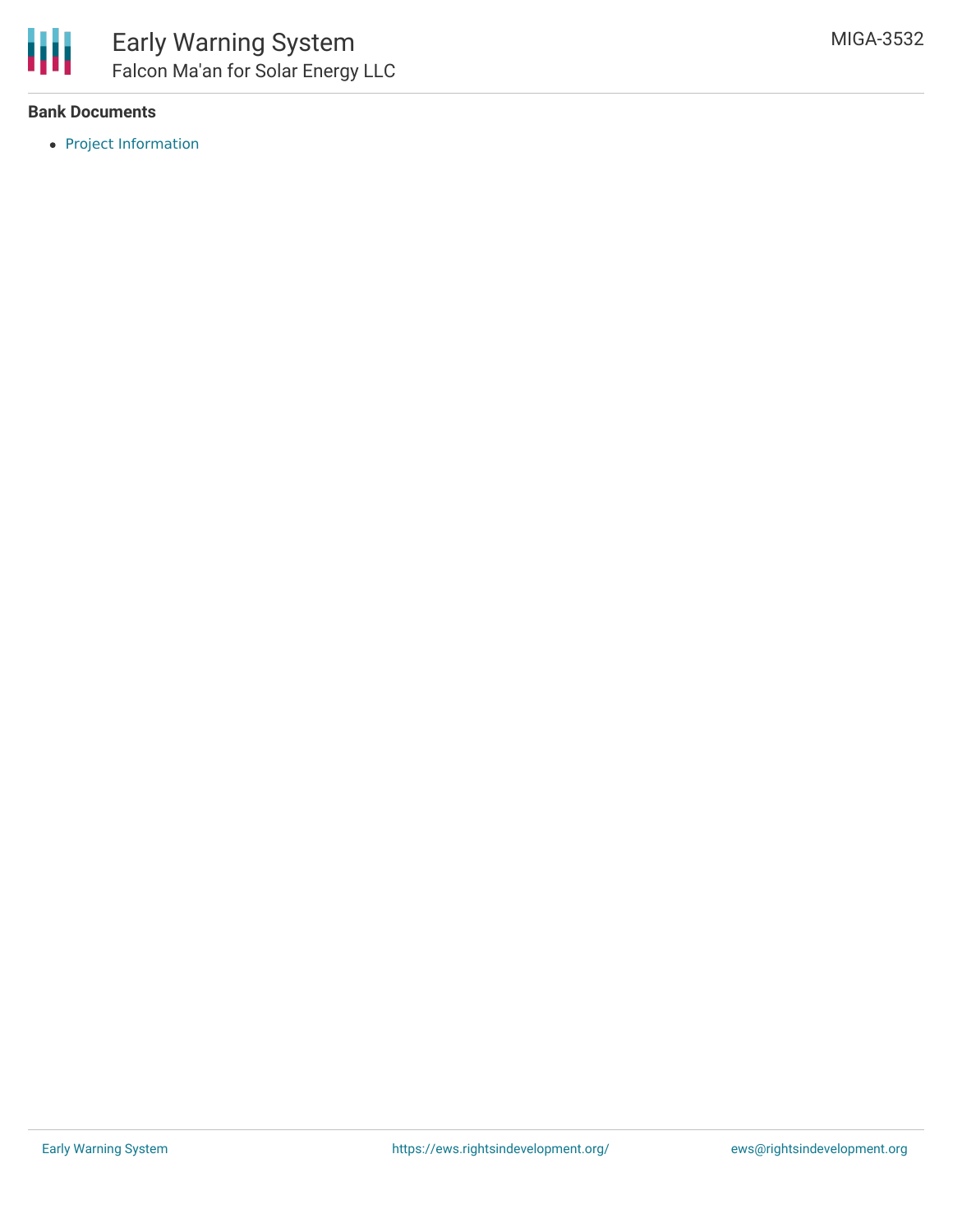**Bank Documents**

- Project Information